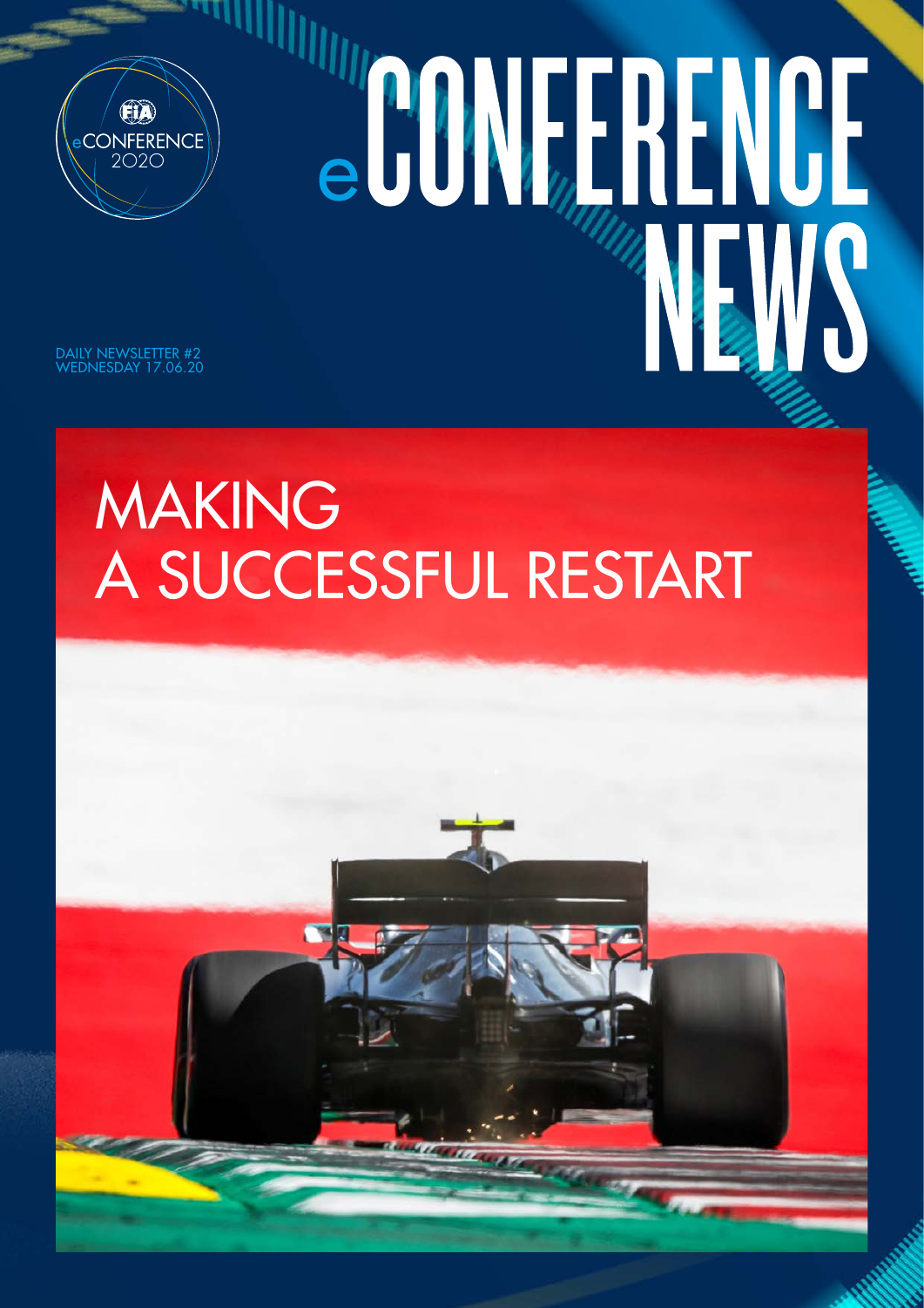# eCONFERENCE NEWS

FIA eCONFERENCE 2020

DAILY NEWSLETTER #2
WEDNESDAY 17.06.20

## MAKING A SUCCESSFUL RESTART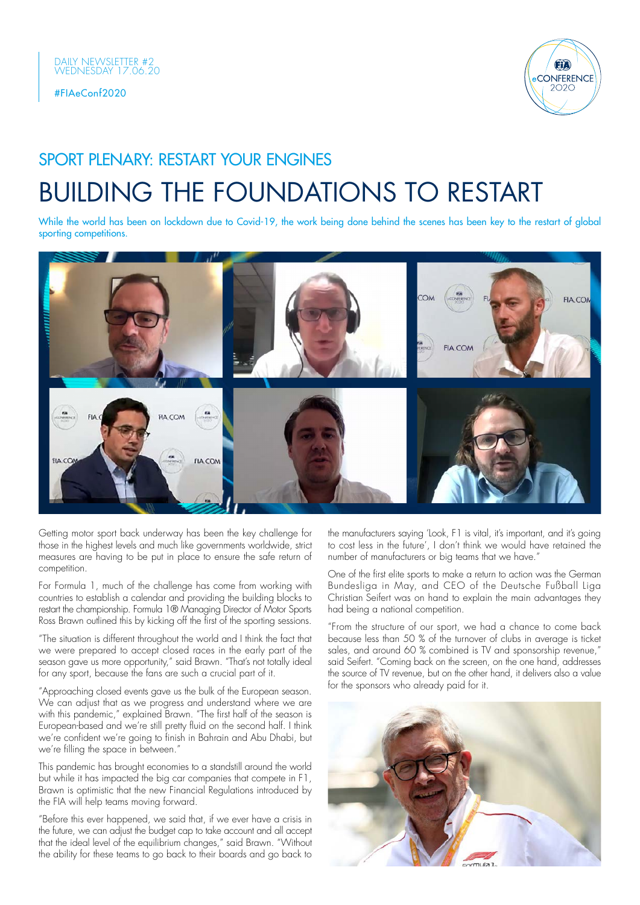DAILY NEWSLETTER #2
WEDNESDAY 17.06.20

#FIAeConf2020

## SPORT PLENARY: RESTART YOUR ENGINES

# BUILDING THE FOUNDATIONS TO RESTART

While the world has been on lockdown due to Covid-19, the work being done behind the scenes has been key to the restart of global sporting competitions.

Getting motor sport back underway has been the key challenge for those in the highest levels and much like governments worldwide, strict measures are having to be put in place to ensure the safe return of competition.

For Formula 1, much of the challenge has come from working with countries to establish a calendar and providing the building blocks to restart the championship. Formula 1® Managing Director of Motor Sports Ross Brawn outlined this by kicking off the first of the sporting sessions.

"The situation is different throughout the world and I think the fact that we were prepared to accept closed races in the early part of the season gave us more opportunity," said Brawn. "That's not totally ideal for any sport, because the fans are such a crucial part of it.

"Approaching closed events gave us the bulk of the European season. We can adjust that as we progress and understand where we are with this pandemic," explained Brawn. "The first half of the season is European-based and we're still pretty fluid on the second half. I think we're confident we're going to finish in Bahrain and Abu Dhabi, but we're filling the space in between."

This pandemic has brought economies to a standstill around the world but while it has impacted the big car companies that compete in F1, Brawn is optimistic that the new Financial Regulations introduced by the FIA will help teams moving forward.

"Before this ever happened, we said that, if we ever have a crisis in the future, we can adjust the budget cap to take account and all accept that the ideal level of the equilibrium changes," said Brawn. "Without the ability for these teams to go back to their boards and go back to the manufacturers saying 'Look, F1 is vital, it's important, and it's going to cost less in the future', I don't think we would have retained the number of manufacturers or big teams that we have."

One of the first elite sports to make a return to action was the German Bundesliga in May, and CEO of the Deutsche Fußball Liga Christian Seifert was on hand to explain the main advantages they had being a national competition.

"From the structure of our sport, we had a chance to come back because less than 50 % of the turnover of clubs in average is ticket sales, and around 60 % combined is TV and sponsorship revenue," said Seifert. "Coming back on the screen, on the one hand, addresses the source of TV revenue, but on the other hand, it delivers also a value for the sponsors who already paid for it.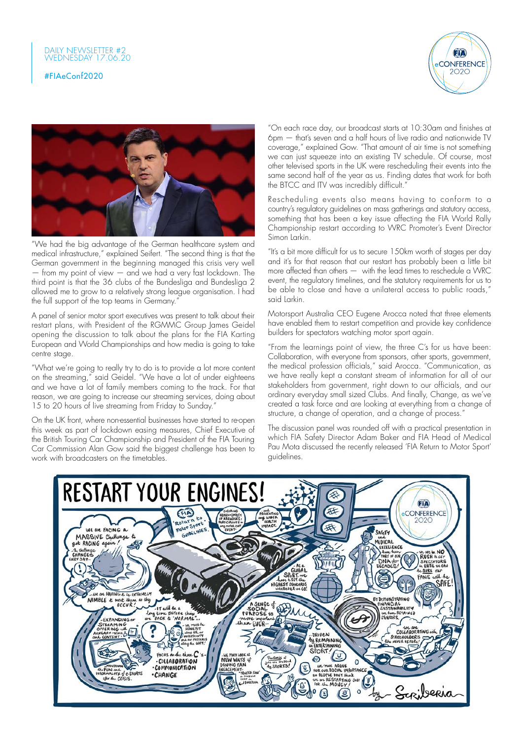"We had the big advantage of the German healthcare system and medical infrastructure," explained Seifert. "The second thing is that the German government in the beginning managed this crisis very well — from my point of view — and we had a very fast lockdown. The third point is that the 36 clubs of the Bundesliga and Bundesliga 2 allowed me to grow to a relatively strong league organisation. I had the full support of the top teams in Germany."

A panel of senior motor sport executives was present to talk about their restart plans, with President of the RGMMC Group James Geidel opening the discussion to talk about the plans for the FIA Karting European and World Championships and how media is going to take centre stage.

"What we're going to really try to do is to provide a lot more content on the streaming," said Geidel. "We have a lot of under eighteens and we have a lot of family members coming to the track. For that reason, we are going to increase our streaming services, doing about 15 to 20 hours of live streaming from Friday to Sunday."

On the UK front, where non-essential businesses have started to re-open this week as part of lockdown easing measures, Chief Executive of the British Touring Car Championship and President of the FIA Touring Car Commission Alan Gow said the biggest challenge has been to work with broadcasters on the timetables.

"On each race day, our broadcast starts at 10:30am and finishes at 6pm — that's seven and a half hours of live radio and nationwide TV coverage," explained Gow. "That amount of air time is not something we can just squeeze into an existing TV schedule. Of course, most other televised sports in the UK were rescheduling their events into the same second half of the year as us. Finding dates that work for both the BTCC and ITV was incredibly difficult."

Rescheduling events also means having to conform to a country's regulatory guidelines on mass gatherings and statutory access, something that has been a key issue affecting the FIA World Rally Championship restart according to WRC Promoter's Event Director Simon Larkin.

"It's a bit more difficult for us to secure 150km worth of stages per day and it's for that reason that our restart has probably been a little bit more affected than others — with the lead times to reschedule a WRC event, the regulatory timelines, and the statutory requirements for us to be able to close and have a unilateral access to public roads," said Larkin.

Motorsport Australia CEO Eugene Arocca noted that three elements have enabled them to restart competition and provide key confidence builders for spectators watching motor sport again.

"From the learnings point of view, the three C's for us have been: Collaboration, with everyone from sponsors, other sports, government, the medical profession officials," said Arocca. "Communication, as we have really kept a constant stream of information for all of our stakeholders from government, right down to our officials, and our ordinary everyday small sized Clubs. And finally, Change, as we've created a task force and are looking at everything from a change of structure, a change of operation, and a change of process."

The discussion panel was rounded off with a practical presentation in which FIA Safety Director Adam Baker and FIA Head of Medical Pau Mota discussed the recently released 'FIA Return to Motor Sport' guidelines.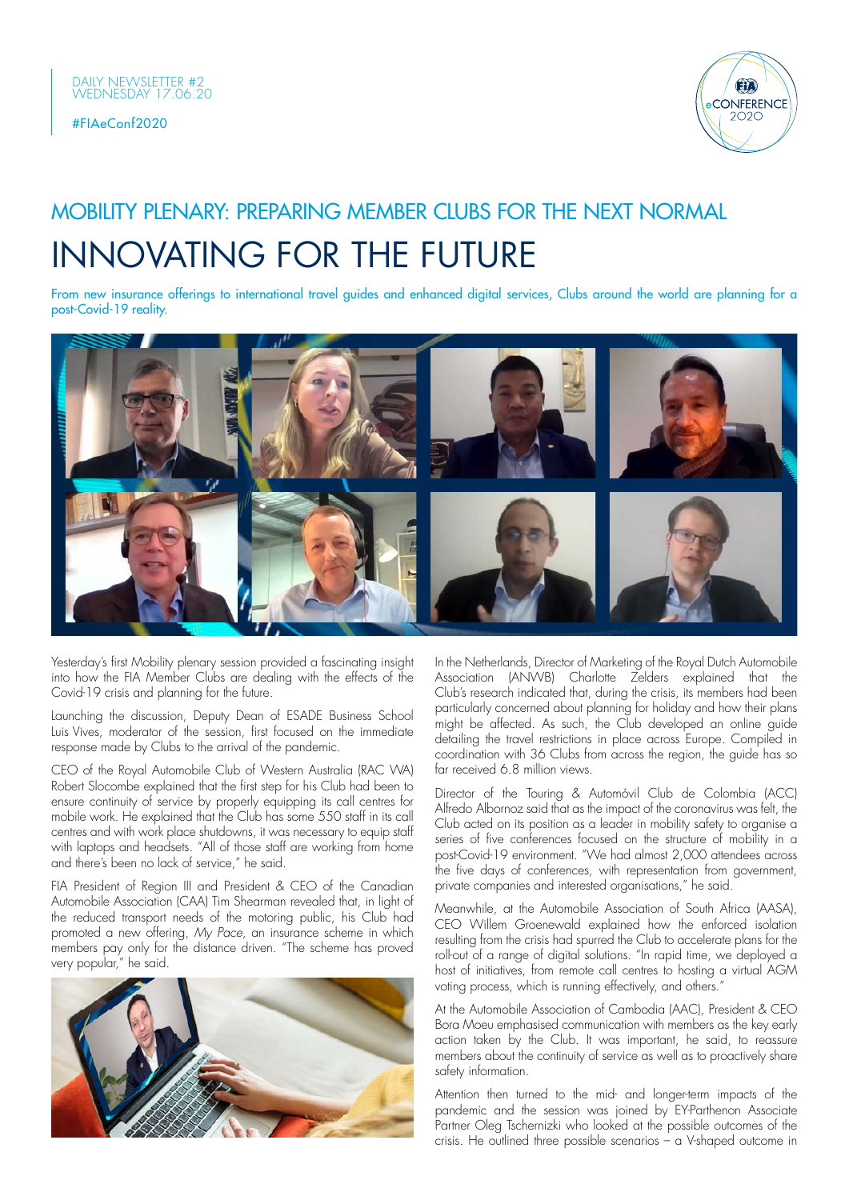# MOBILITY PLENARY: PREPARING MEMBER CLUBS FOR THE NEXT NORMAL

# INNOVATING FOR THE FUTURE

From new insurance offerings to international travel guides and enhanced digital services, Clubs around the world are planning for a post-Covid-19 reality.

Yesterday's first Mobility plenary session provided a fascinating insight into how the FIA Member Clubs are dealing with the effects of the Covid-19 crisis and planning for the future.

Launching the discussion, Deputy Dean of ESADE Business School Luis Vives, moderator of the session, first focused on the immediate response made by Clubs to the arrival of the pandemic.

CEO of the Royal Automobile Club of Western Australia (RAC WA) Robert Slocombe explained that the first step for his Club had been to ensure continuity of service by properly equipping its call centres for mobile work. He explained that the Club has some 550 staff in its call centres and with work place shutdowns, it was necessary to equip staff with laptops and headsets. "All of those staff are working from home and there's been no lack of service," he said.

FIA President of Region III and President & CEO of the Canadian Automobile Association (CAA) Tim Shearman revealed that, in light of the reduced transport needs of the motoring public, his Club had promoted a new offering, *My Pace*, an insurance scheme in which members pay only for the distance driven. "The scheme has proved very popular," he said.

In the Netherlands, Director of Marketing of the Royal Dutch Automobile Association (ANWB) Charlotte Zelders explained that the Club's research indicated that, during the crisis, its members had been particularly concerned about planning for holiday and how their plans might be affected. As such, the Club developed an online guide detailing the travel restrictions in place across Europe. Compiled in coordination with 36 Clubs from across the region, the guide has so far received 6.8 million views.

Director of the Touring & Automóvil Club de Colombia (ACC) Alfredo Albornoz said that as the impact of the coronavirus was felt, the Club acted on its position as a leader in mobility safety to organise a series of five conferences focused on the structure of mobility in a post-Covid-19 environment. "We had almost 2,000 attendees across the five days of conferences, with representation from government, private companies and interested organisations," he said.

Meanwhile, at the Automobile Association of South Africa (AASA), CEO Willem Groenewald explained how the enforced isolation resulting from the crisis had spurred the Club to accelerate plans for the roll-out of a range of digital solutions. "In rapid time, we deployed a host of initiatives, from remote call centres to hosting a virtual AGM voting process, which is running effectively, and others."

At the Automobile Association of Cambodia (AAC), President & CEO Bora Moeu emphasised communication with members as the key early action taken by the Club. It was important, he said, to reassure members about the continuity of service as well as to proactively share safety information.

Attention then turned to the mid- and longer-term impacts of the pandemic and the session was joined by EY-Parthenon Associate Partner Oleg Tschernizki who looked at the possible outcomes of the crisis. He outlined three possible scenarios – a V-shaped outcome in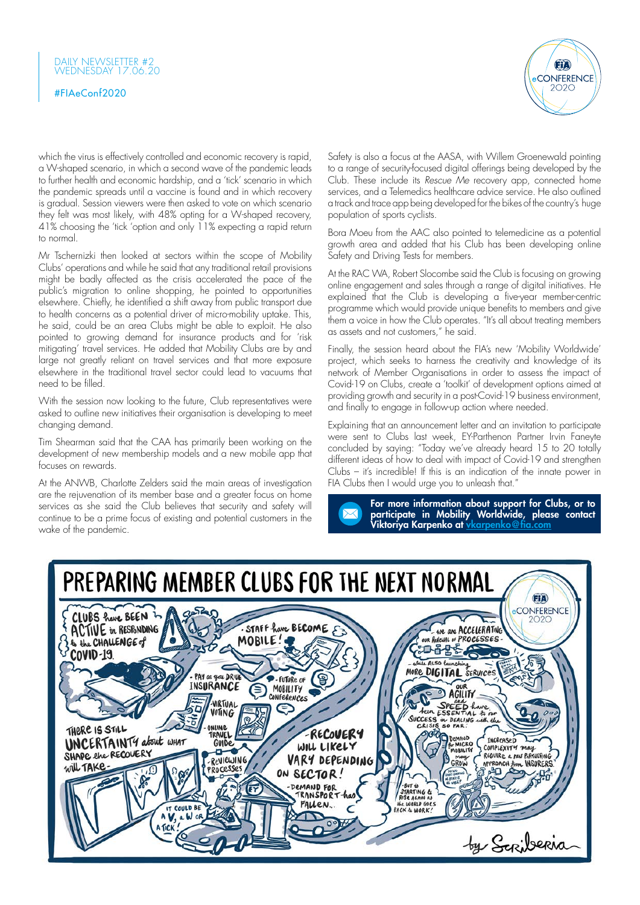which the virus is effectively controlled and economic recovery is rapid, a W-shaped scenario, in which a second wave of the pandemic leads to further health and economic hardship, and a 'tick' scenario in which the pandemic spreads until a vaccine is found and in which recovery is gradual. Session viewers were then asked to vote on which scenario they felt was most likely, with 48% opting for a W-shaped recovery, 41% choosing the 'tick 'option and only 11% expecting a rapid return to normal.

Mr Tschernizki then looked at sectors within the scope of Mobility Clubs' operations and while he said that any traditional retail provisions might be badly affected as the crisis accelerated the pace of the public's migration to online shopping, he pointed to opportunities elsewhere. Chiefly, he identified a shift away from public transport due to health concerns as a potential driver of micro-mobility uptake. This, he said, could be an area Clubs might be able to exploit. He also pointed to growing demand for insurance products and for 'risk mitigating' travel services. He added that Mobility Clubs are by and large not greatly reliant on travel services and that more exposure elsewhere in the traditional travel sector could lead to vacuums that need to be filled.

With the session now looking to the future, Club representatives were asked to outline new initiatives their organisation is developing to meet changing demand.

Tim Shearman said that the CAA has primarily been working on the development of new membership models and a new mobile app that focuses on rewards.

At the ANWB, Charlotte Zelders said the main areas of investigation are the rejuvenation of its member base and a greater focus on home services as she said the Club believes that security and safety will continue to be a prime focus of existing and potential customers in the wake of the pandemic.

Safety is also a focus at the AASA, with Willem Groenewald pointing to a range of security-focused digital offerings being developed by the Club. These include its *Rescue Me* recovery app, connected home services, and a Telemedics healthcare advice service. He also outlined a track and trace app being developed for the bikes of the country's huge population of sports cyclists.

Bora Moeu from the AAC also pointed to telemedicine as a potential growth area and added that his Club has been developing online Safety and Driving Tests for members.

At the RAC WA, Robert Slocombe said the Club is focusing on growing online engagement and sales through a range of digital initiatives. He explained that the Club is developing a five-year member-centric programme which would provide unique benefits to members and give them a voice in how the Club operates. "It's all about treating members as assets and not customers," he said.

Finally, the session heard about the FIA's new 'Mobility Worldwide' project, which seeks to harness the creativity and knowledge of its network of Member Organisations in order to assess the impact of Covid-19 on Clubs, create a 'toolkit' of development options aimed at providing growth and security in a post-Covid-19 business environment, and finally to engage in follow-up action where needed.

Explaining that an announcement letter and an invitation to participate were sent to Clubs last week, EY-Parthenon Partner Irvin Faneyte concluded by saying: "Today we've already heard 15 to 20 totally different ideas of how to deal with impact of Covid-19 and strengthen Clubs – it's incredible! If this is an indication of the innate power in FIA Clubs then I would urge you to unleash that."

**For more information about support for Clubs, or to participate in Mobility Worldwide, please contact Viktoriya Karpenko at vkarpenko@fia.com**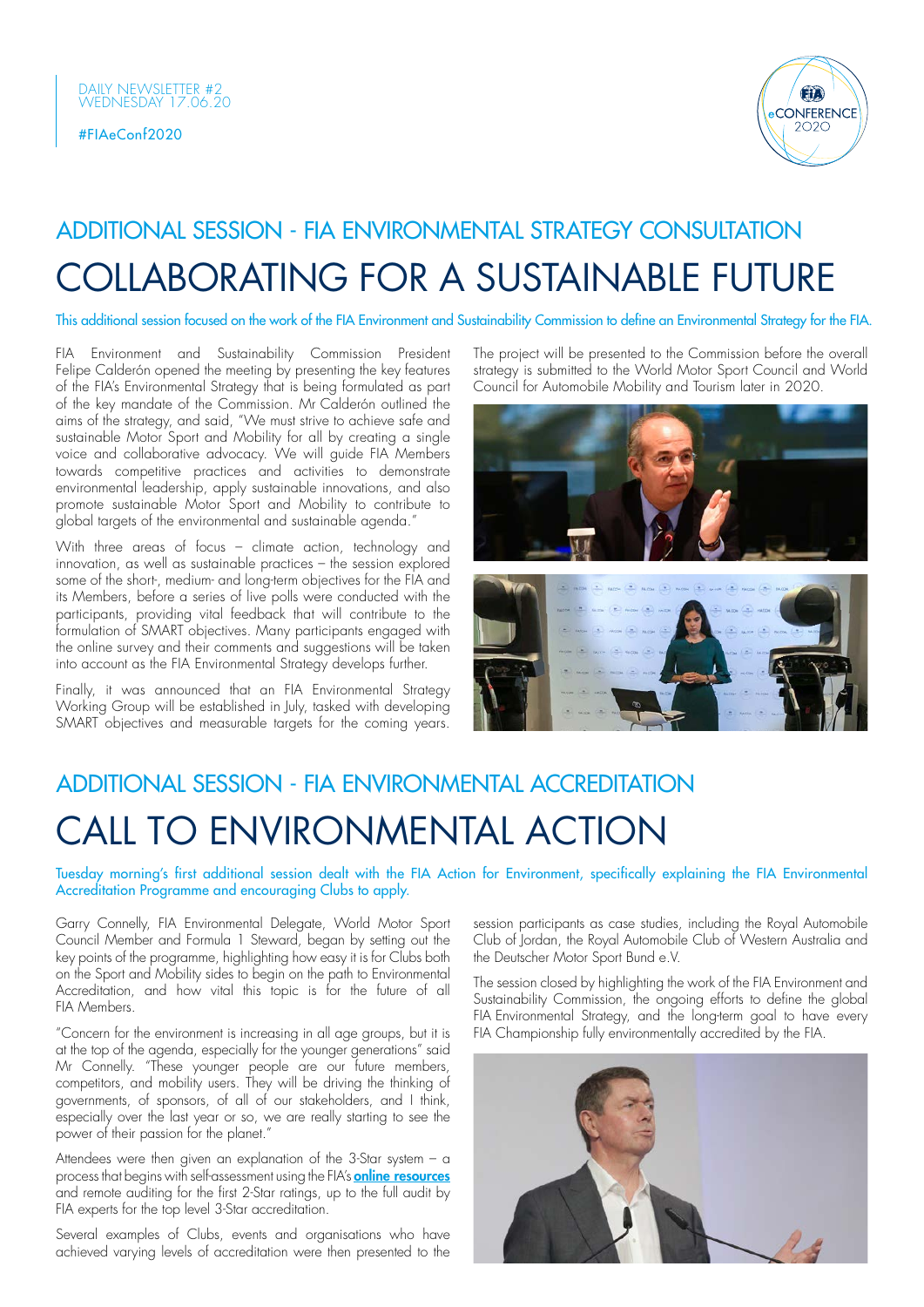DAILY NEWSLETTER #2
WEDNESDAY 17.06.20

#FIAeConf2020

## ADDITIONAL SESSION - FIA ENVIRONMENTAL STRATEGY CONSULTATION

# COLLABORATING FOR A SUSTAINABLE FUTURE

This additional session focused on the work of the FIA Environment and Sustainability Commission to define an Environmental Strategy for the FIA.

FIA Environment and Sustainability Commission President Felipe Calderón opened the meeting by presenting the key features of the FIA's Environmental Strategy that is being formulated as part of the key mandate of the Commission. Mr Calderón outlined the aims of the strategy, and said, "We must strive to achieve safe and sustainable Motor Sport and Mobility for all by creating a single voice and collaborative advocacy. We will guide FIA Members towards competitive practices and activities to demonstrate environmental leadership, apply sustainable innovations, and also promote sustainable Motor Sport and Mobility to contribute to global targets of the environmental and sustainable agenda."

With three areas of focus – climate action, technology and innovation, as well as sustainable practices – the session explored some of the short-, medium- and long-term objectives for the FIA and its Members, before a series of live polls were conducted with the participants, providing vital feedback that will contribute to the formulation of SMART objectives. Many participants engaged with the online survey and their comments and suggestions will be taken into account as the FIA Environmental Strategy develops further.

Finally, it was announced that an FIA Environmental Strategy Working Group will be established in July, tasked with developing SMART objectives and measurable targets for the coming years. The project will be presented to the Commission before the overall strategy is submitted to the World Motor Sport Council and World Council for Automobile Mobility and Tourism later in 2020.

## ADDITIONAL SESSION - FIA ENVIRONMENTAL ACCREDITATION

# CALL TO ENVIRONMENTAL ACTION

Tuesday morning's first additional session dealt with the FIA Action for Environment, specifically explaining the FIA Environmental Accreditation Programme and encouraging Clubs to apply.

Garry Connelly, FIA Environmental Delegate, World Motor Sport Council Member and Formula 1 Steward, began by setting out the key points of the programme, highlighting how easy it is for Clubs both on the Sport and Mobility sides to begin on the path to Environmental Accreditation, and how vital this topic is for the future of all FIA Members.

"Concern for the environment is increasing in all age groups, but it is at the top of the agenda, especially for the younger generations" said Mr Connelly. "These younger people are our future members, competitors, and mobility users. They will be driving the thinking of governments, of sponsors, of all of our stakeholders, and I think, especially over the last year or so, we are really starting to see the power of their passion for the planet."

Attendees were then given an explanation of the 3-Star system – a process that begins with self-assessment using the FIA's **online resources** and remote auditing for the first 2-Star ratings, up to the full audit by FIA experts for the top level 3-Star accreditation.

Several examples of Clubs, events and organisations who have achieved varying levels of accreditation were then presented to the session participants as case studies, including the Royal Automobile Club of Jordan, the Royal Automobile Club of Western Australia and the Deutscher Motor Sport Bund e.V.

The session closed by highlighting the work of the FIA Environment and Sustainability Commission, the ongoing efforts to define the global FIA Environmental Strategy, and the long-term goal to have every FIA Championship fully environmentally accredited by the FIA.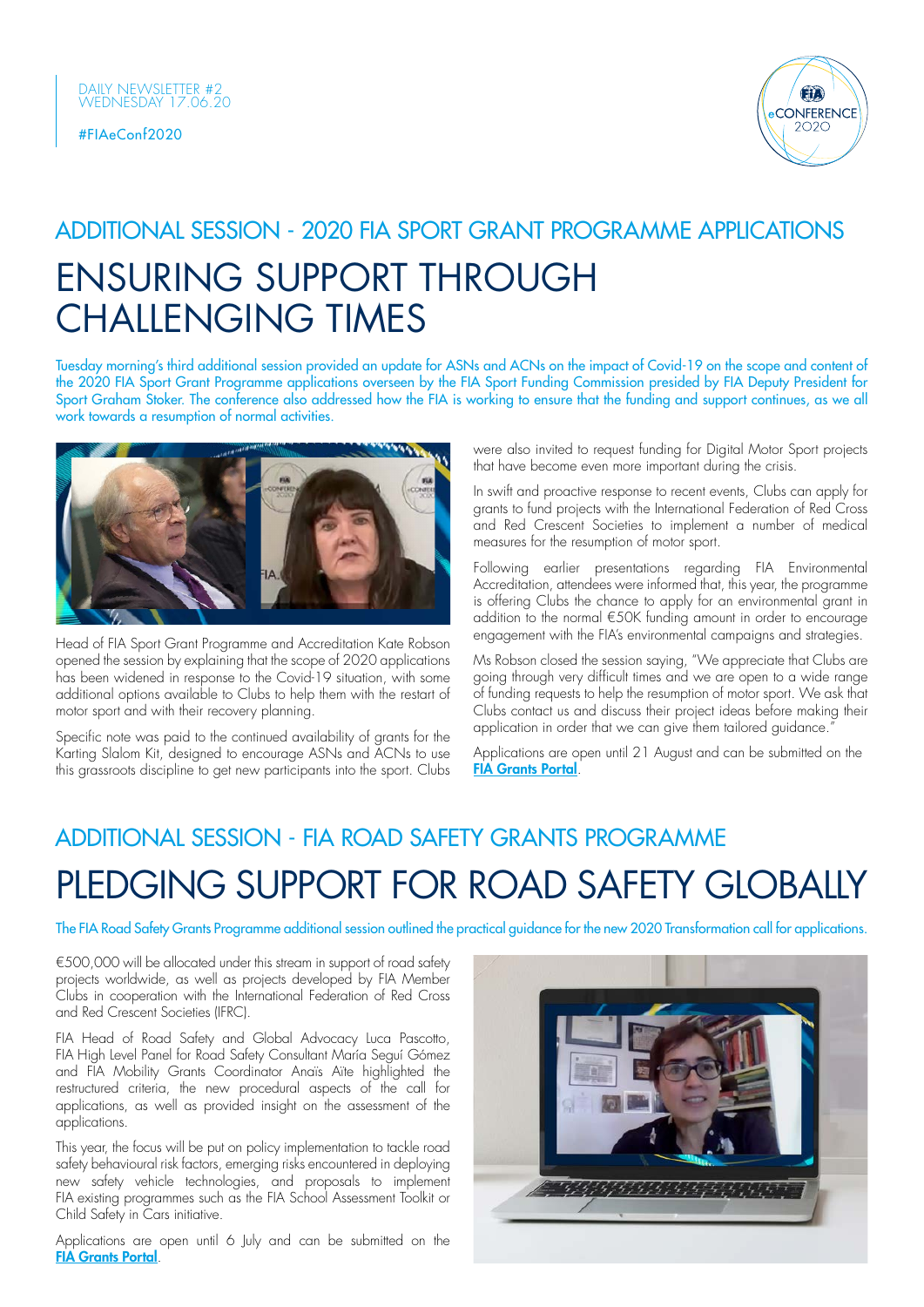DAILY NEWSLETTER #2
WEDNESDAY 17.06.20

#FIAeConf2020

## ADDITIONAL SESSION - 2020 FIA SPORT GRANT PROGRAMME APPLICATIONS

# ENSURING SUPPORT THROUGH CHALLENGING TIMES

Tuesday morning's third additional session provided an update for ASNs and ACNs on the impact of Covid-19 on the scope and content of the 2020 FIA Sport Grant Programme applications overseen by the FIA Sport Funding Commission presided by FIA Deputy President for Sport Graham Stoker. The conference also addressed how the FIA is working to ensure that the funding and support continues, as we all work towards a resumption of normal activities.

Head of FIA Sport Grant Programme and Accreditation Kate Robson opened the session by explaining that the scope of 2020 applications has been widened in response to the Covid-19 situation, with some additional options available to Clubs to help them with the restart of motor sport and with their recovery planning.

Specific note was paid to the continued availability of grants for the Karting Slalom Kit, designed to encourage ASNs and ACNs to use this grassroots discipline to get new participants into the sport. Clubs were also invited to request funding for Digital Motor Sport projects that have become even more important during the crisis.

In swift and proactive response to recent events, Clubs can apply for grants to fund projects with the International Federation of Red Cross and Red Crescent Societies to implement a number of medical measures for the resumption of motor sport.

Following earlier presentations regarding FIA Environmental Accreditation, attendees were informed that, this year, the programme is offering Clubs the chance to apply for an environmental grant in addition to the normal €50K funding amount in order to encourage engagement with the FIA's environmental campaigns and strategies.

Ms Robson closed the session saying, "We appreciate that Clubs are going through very difficult times and we are open to a wide range of funding requests to help the resumption of motor sport. We ask that Clubs contact us and discuss their project ideas before making their application in order that we can give them tailored guidance."

Applications are open until 21 August and can be submitted on the **FIA Grants Portal**.

## ADDITIONAL SESSION - FIA ROAD SAFETY GRANTS PROGRAMME

# PLEDGING SUPPORT FOR ROAD SAFETY GLOBALLY

The FIA Road Safety Grants Programme additional session outlined the practical guidance for the new 2020 Transformation call for applications.

€500,000 will be allocated under this stream in support of road safety projects worldwide, as well as projects developed by FIA Member Clubs in cooperation with the International Federation of Red Cross and Red Crescent Societies (IFRC).

FIA Head of Road Safety and Global Advocacy Luca Pascotto, FIA High Level Panel for Road Safety Consultant María Seguí Gómez and FIA Mobility Grants Coordinator Anaïs Aïte highlighted the restructured criteria, the new procedural aspects of the call for applications, as well as provided insight on the assessment of the applications.

This year, the focus will be put on policy implementation to tackle road safety behavioural risk factors, emerging risks encountered in deploying new safety vehicle technologies, and proposals to implement FIA existing programmes such as the FIA School Assessment Toolkit or Child Safety in Cars initiative.

Applications are open until 6 July and can be submitted on the **FIA Grants Portal**.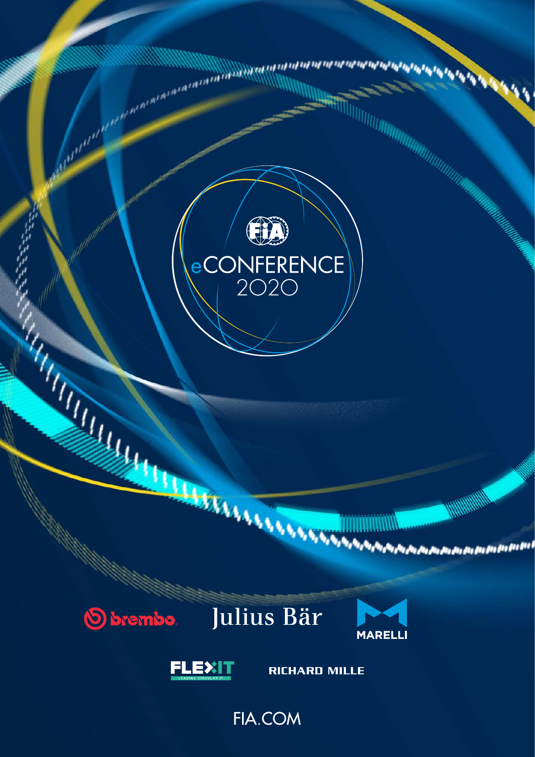FIA

eCONFERENCE 2020

brembo

Julius Bär

MARELLI

FLEXIT

LEADING CIRCULAR IT

RICHARD MILLE

FIA.COM